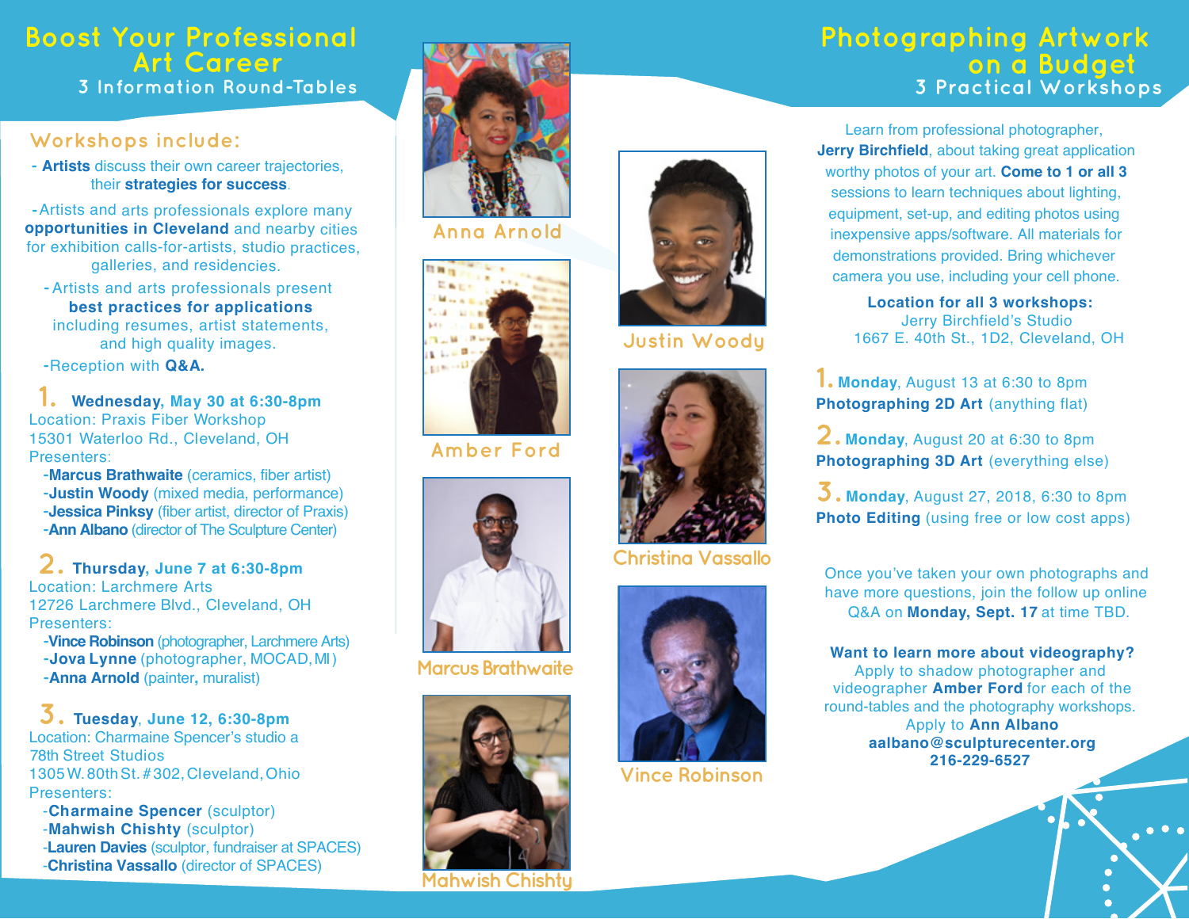# Boost Your Professional Art Career

## 3 Information Round-Tables

### Workshops include:

- **Artists** discuss their own career trajectories, their **strategies for success**.
- Artists and arts professionals explore many **opportunities in Cleveland** and nearby cities for exhibition calls-for-artists, studio practices, galleries, and residencies.
- Artists and arts professionals present **best practices for applications** including resumes, artist statements, and high quality images.
- Reception with **Q&A.**

**1. Wednesday, May 30 at 6:30-8pm**
Location: Praxis Fiber Workshop
15301 Waterloo Rd., Cleveland, OH
Presenters:
- **Marcus Brathwaite** (ceramics, fiber artist)
- **Justin Woody** (mixed media, performance)
- **Jessica Pinksy** (fiber artist, director of Praxis)
- **Ann Albano** (director of The Sculpture Center)

**2. Thursday, June 7 at 6:30-8pm**
Location: Larchmere Arts
12726 Larchmere Blvd., Cleveland, OH
Presenters:
- **Vince Robinson** (photographer, Larchmere Arts)
- **Jova Lynne** (photographer, MOCAD, MI)
- **Anna Arnold** (painter, muralist)

**3. Tuesday, June 12, 6:30-8pm**
Location: Charmaine Spencer's studio a 78th Street Studios
1305 W. 80th St. #302, Cleveland, Ohio
Presenters:
- **Charmaine Spencer** (sculptor)
- **Mahwish Chishty** (sculptor)
- **Lauren Davies** (sculptor, fundraiser at SPACES)
- **Christina Vassallo** (director of SPACES)

Anna Arnold

Amber Ford

Marcus Brathwaite

Mahwish Chishty

Justin Woody

Christina Vassallo

Vince Robinson

# Photographing Artwork on a Budget

## 3 Practical Workshops

Learn from professional photographer, **Jerry Birchfield**, about taking great application worthy photos of your art. **Come to 1 or all 3** sessions to learn techniques about lighting, equipment, set-up, and editing photos using inexpensive apps/software. All materials for demonstrations provided. Bring whichever camera you use, including your cell phone.

**Location for all 3 workshops:**
Jerry Birchfield's Studio
1667 E. 40th St., 1D2, Cleveland, OH

**1. Monday**, August 13 at 6:30 to 8pm
**Photographing 2D Art** (anything flat)

**2. Monday**, August 20 at 6:30 to 8pm
**Photographing 3D Art** (everything else)

**3. Monday**, August 27, 2018, 6:30 to 8pm
**Photo Editing** (using free or low cost apps)

Once you've taken your own photographs and have more questions, join the follow up online Q&A on **Monday, Sept. 17** at time TBD.

**Want to learn more about videography?**
Apply to shadow photographer and videographer **Amber Ford** for each of the round-tables and the photography workshops.
Apply to **Ann Albano**
**aalbano@sculpturecenter.org**
**216-229-6527**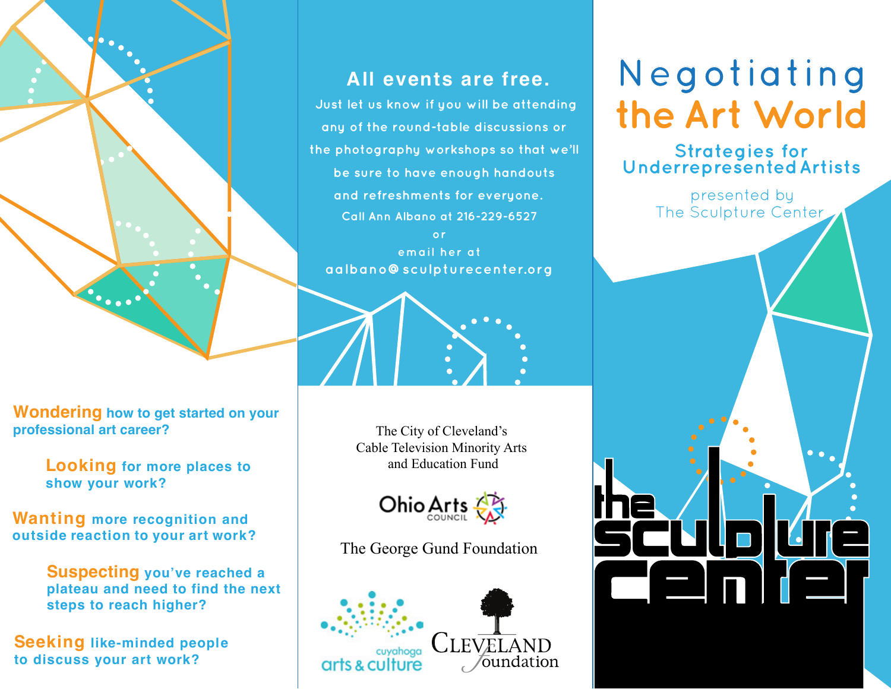**Wondering** how to get started on your professional art career?

**Looking** for more places to show your work?

**Wanting** more recognition and outside reaction to your art work?

**Suspecting** you've reached a plateau and need to find the next steps to reach higher?

**Seeking** like-minded people to discuss your art work?

## All events are free.

Just let us know if you will be attending any of the round-table discussions or the photography workshops so that we'll be sure to have enough handouts and refreshments for everyone.

Call Ann Albano at 216-229-6527

or

email her at

aalbano@sculpturecenter.org

The City of Cleveland's
Cable Television Minority Arts
and Education Fund

Ohio Arts Council

The George Gund Foundation

cuyahoga arts & culture

Cleveland Foundation

# Negotiating the Art World

## Strategies for Underrepresented Artists

presented by
The Sculpture Center

the sculpture center